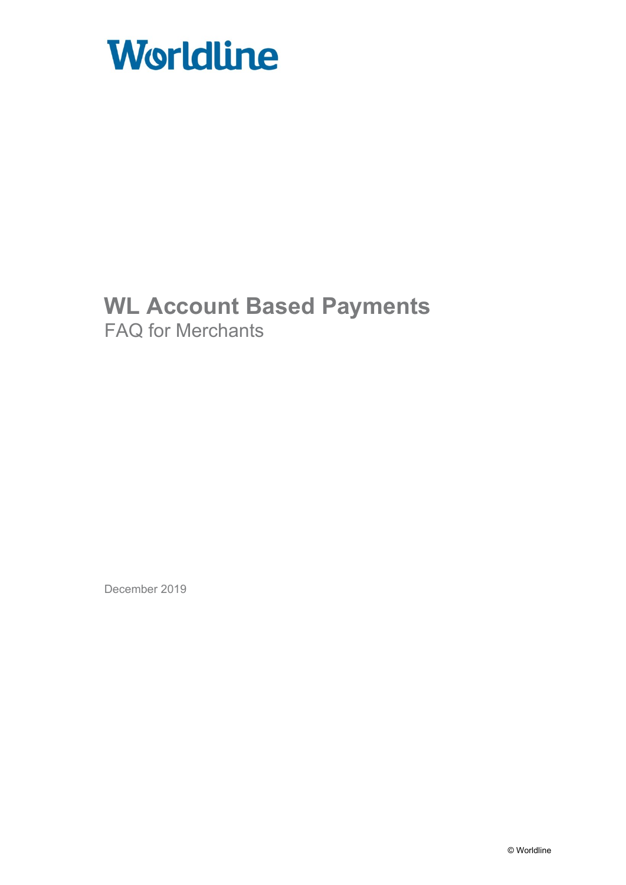Worldline

# WL Account Based Payments

## FAQ for Merchants

December 2019

© Worldline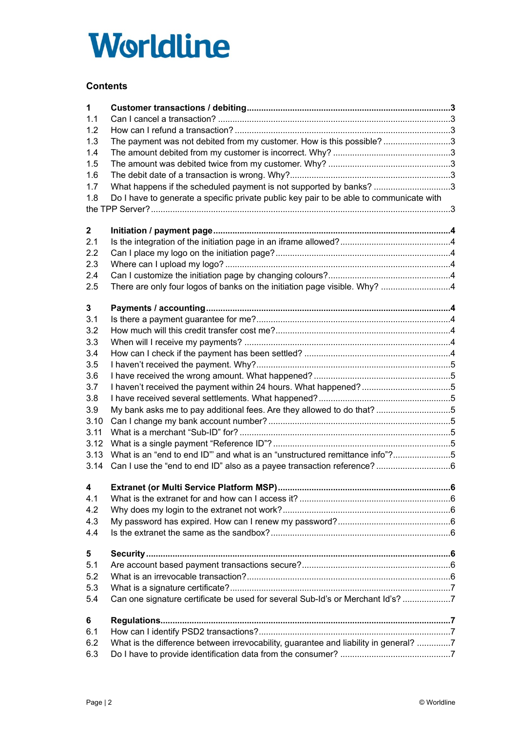Worldline

## Contents

**1 Customer transactions / debiting....3**
1.1 Can I cancel a transaction? ....3
1.2 How can I refund a transaction? ....3
1.3 The payment was not debited from my customer. How is this possible? ....3
1.4 The amount debited from my customer is incorrect. Why? ....3
1.5 The amount was debited twice from my customer. Why? ....3
1.6 The debit date of a transaction is wrong. Why? ....3
1.7 What happens if the scheduled payment is not supported by banks? ....3
1.8 Do I have to generate a specific private public key pair to be able to communicate with the TPP Server? ....3

**2 Initiation / payment page....4**
2.1 Is the integration of the initiation page in an iframe allowed? ....4
2.2 Can I place my logo on the initiation page? ....4
2.3 Where can I upload my logo? ....4
2.4 Can I customize the initiation page by changing colours? ....4
2.5 There are only four logos of banks on the initiation page visible. Why? ....4

**3 Payments / accounting....4**
3.1 Is there a payment guarantee for me? ....4
3.2 How much will this credit transfer cost me? ....4
3.3 When will I receive my payments? ....4
3.4 How can I check if the payment has been settled? ....4
3.5 I haven't received the payment. Why? ....5
3.6 I have received the wrong amount. What happened? ....5
3.7 I haven't received the payment within 24 hours. What happened? ....5
3.8 I have received several settlements. What happened? ....5
3.9 My bank asks me to pay additional fees. Are they allowed to do that? ....5
3.10 Can I change my bank account number? ....5
3.11 What is a merchant "Sub-ID" for? ....5
3.12 What is a single payment "Reference ID"? ....5
3.13 What is an "end to end ID"' and what is an "unstructured remittance info"? ....5
3.14 Can I use the "end to end ID" also as a payee transaction reference? ....6

**4 Extranet (or Multi Service Platform MSP)....6**
4.1 What is the extranet for and how can I access it? ....6
4.2 Why does my login to the extranet not work? ....6
4.3 My password has expired. How can I renew my password? ....6
4.4 Is the extranet the same as the sandbox? ....6

**5 Security....6**
5.1 Are account based payment transactions secure? ....6
5.2 What is an irrevocable transaction? ....6
5.3 What is a signature certificate? ....7
5.4 Can one signature certificate be used for several Sub-Id's or Merchant Id's? ....7

**6 Regulations....7**
6.1 How can I identify PSD2 transactions? ....7
6.2 What is the difference between irrevocability, guarantee and liability in general? ....7
6.3 Do I have to provide identification data from the consumer? ....7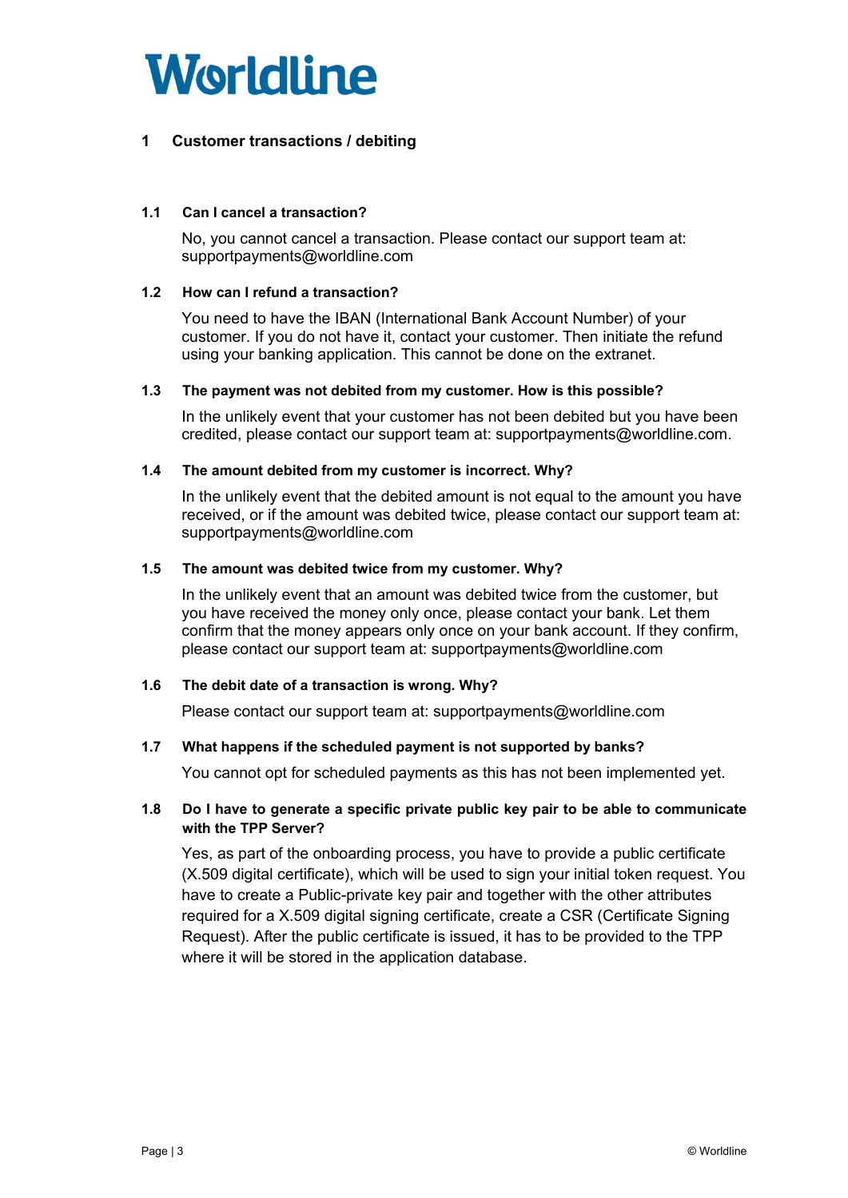# 1 Customer transactions / debiting

### 1.1 Can I cancel a transaction?

No, you cannot cancel a transaction. Please contact our support team at: supportpayments@worldline.com

### 1.2 How can I refund a transaction?

You need to have the IBAN (International Bank Account Number) of your customer. If you do not have it, contact your customer. Then initiate the refund using your banking application. This cannot be done on the extranet.

### 1.3 The payment was not debited from my customer. How is this possible?

In the unlikely event that your customer has not been debited but you have been credited, please contact our support team at: supportpayments@worldline.com.

### 1.4 The amount debited from my customer is incorrect. Why?

In the unlikely event that the debited amount is not equal to the amount you have received, or if the amount was debited twice, please contact our support team at: supportpayments@worldline.com

### 1.5 The amount was debited twice from my customer. Why?

In the unlikely event that an amount was debited twice from the customer, but you have received the money only once, please contact your bank. Let them confirm that the money appears only once on your bank account. If they confirm, please contact our support team at: supportpayments@worldline.com

### 1.6 The debit date of a transaction is wrong. Why?

Please contact our support team at: supportpayments@worldline.com

### 1.7 What happens if the scheduled payment is not supported by banks?

You cannot opt for scheduled payments as this has not been implemented yet.

### 1.8 Do I have to generate a specific private public key pair to be able to communicate with the TPP Server?

Yes, as part of the onboarding process, you have to provide a public certificate (X.509 digital certificate), which will be used to sign your initial token request. You have to create a Public-private key pair and together with the other attributes required for a X.509 digital signing certificate, create a CSR (Certificate Signing Request). After the public certificate is issued, it has to be provided to the TPP where it will be stored in the application database.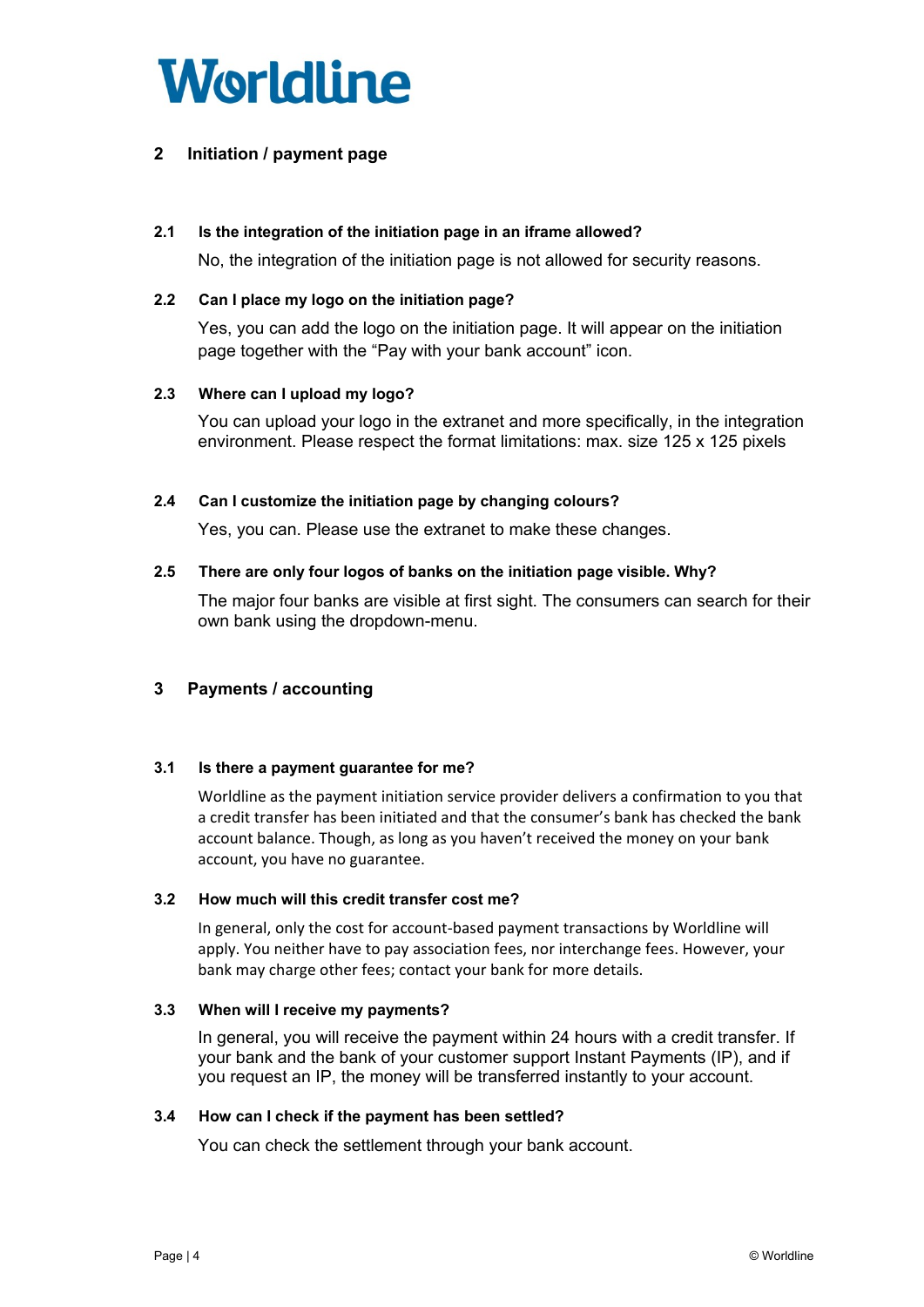## 2 Initiation / payment page

### 2.1 Is the integration of the initiation page in an iframe allowed?

No, the integration of the initiation page is not allowed for security reasons.

### 2.2 Can I place my logo on the initiation page?

Yes, you can add the logo on the initiation page. It will appear on the initiation page together with the “Pay with your bank account” icon.

### 2.3 Where can I upload my logo?

You can upload your logo in the extranet and more specifically, in the integration environment. Please respect the format limitations: max. size 125 x 125 pixels

### 2.4 Can I customize the initiation page by changing colours?

Yes, you can. Please use the extranet to make these changes.

### 2.5 There are only four logos of banks on the initiation page visible. Why?

The major four banks are visible at first sight. The consumers can search for their own bank using the dropdown-menu.

## 3 Payments / accounting

### 3.1 Is there a payment guarantee for me?

Worldline as the payment initiation service provider delivers a confirmation to you that a credit transfer has been initiated and that the consumer’s bank has checked the bank account balance. Though, as long as you haven’t received the money on your bank account, you have no guarantee.

### 3.2 How much will this credit transfer cost me?

In general, only the cost for account-based payment transactions by Worldline will apply. You neither have to pay association fees, nor interchange fees. However, your bank may charge other fees; contact your bank for more details.

### 3.3 When will I receive my payments?

In general, you will receive the payment within 24 hours with a credit transfer. If your bank and the bank of your customer support Instant Payments (IP), and if you request an IP, the money will be transferred instantly to your account.

### 3.4 How can I check if the payment has been settled?

You can check the settlement through your bank account.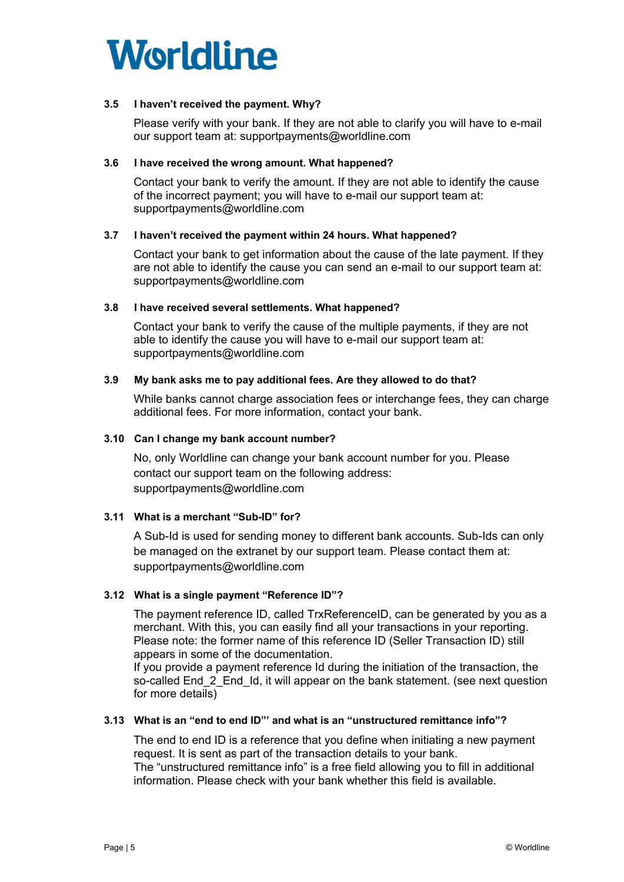### 3.5 I haven’t received the payment. Why?

Please verify with your bank. If they are not able to clarify you will have to e-mail our support team at: supportpayments@worldline.com

### 3.6 I have received the wrong amount. What happened?

Contact your bank to verify the amount. If they are not able to identify the cause of the incorrect payment; you will have to e-mail our support team at: supportpayments@worldline.com

### 3.7 I haven’t received the payment within 24 hours. What happened?

Contact your bank to get information about the cause of the late payment. If they are not able to identify the cause you can send an e-mail to our support team at: supportpayments@worldline.com

### 3.8 I have received several settlements. What happened?

Contact your bank to verify the cause of the multiple payments, if they are not able to identify the cause you will have to e-mail our support team at: supportpayments@worldline.com

### 3.9 My bank asks me to pay additional fees. Are they allowed to do that?

While banks cannot charge association fees or interchange fees, they can charge additional fees. For more information, contact your bank.

### 3.10 Can I change my bank account number?

No, only Worldline can change your bank account number for you. Please contact our support team on the following address: supportpayments@worldline.com

### 3.11 What is a merchant “Sub-ID” for?

A Sub-Id is used for sending money to different bank accounts. Sub-Ids can only be managed on the extranet by our support team. Please contact them at: supportpayments@worldline.com

### 3.12 What is a single payment “Reference ID”?

The payment reference ID, called TrxReferenceID, can be generated by you as a merchant. With this, you can easily find all your transactions in your reporting. Please note: the former name of this reference ID (Seller Transaction ID) still appears in some of the documentation.
If you provide a payment reference Id during the initiation of the transaction, the so-called End_2_End_Id, it will appear on the bank statement. (see next question for more details)

### 3.13 What is an “end to end ID”’ and what is an “unstructured remittance info”?

The end to end ID is a reference that you define when initiating a new payment request. It is sent as part of the transaction details to your bank.
The “unstructured remittance info” is a free field allowing you to fill in additional information. Please check with your bank whether this field is available.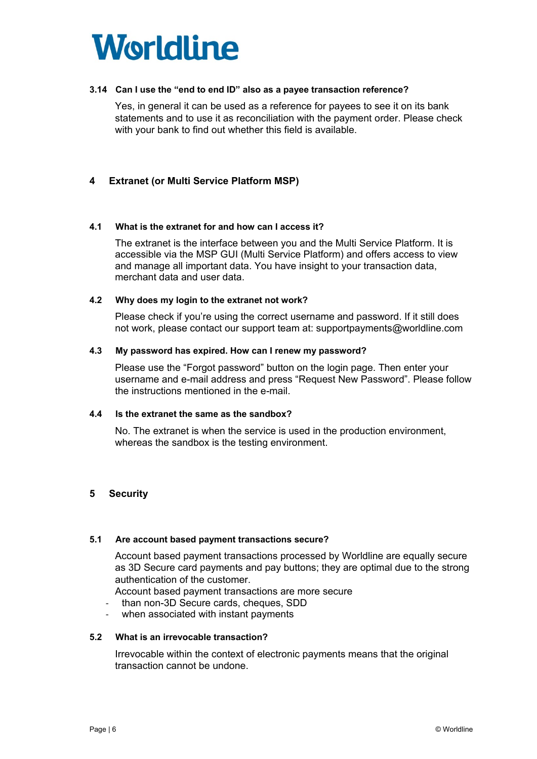### 3.14 Can I use the “end to end ID” also as a payee transaction reference?

Yes, in general it can be used as a reference for payees to see it on its bank statements and to use it as reconciliation with the payment order. Please check with your bank to find out whether this field is available.

## 4 Extranet (or Multi Service Platform MSP)

### 4.1 What is the extranet for and how can I access it?

The extranet is the interface between you and the Multi Service Platform. It is accessible via the MSP GUI (Multi Service Platform) and offers access to view and manage all important data. You have insight to your transaction data, merchant data and user data.

### 4.2 Why does my login to the extranet not work?

Please check if you’re using the correct username and password. If it still does not work, please contact our support team at: supportpayments@worldline.com

### 4.3 My password has expired. How can I renew my password?

Please use the “Forgot password” button on the login page. Then enter your username and e-mail address and press “Request New Password”. Please follow the instructions mentioned in the e-mail.

### 4.4 Is the extranet the same as the sandbox?

No. The extranet is when the service is used in the production environment, whereas the sandbox is the testing environment.

## 5 Security

### 5.1 Are account based payment transactions secure?

Account based payment transactions processed by Worldline are equally secure as 3D Secure card payments and pay buttons; they are optimal due to the strong authentication of the customer.

Account based payment transactions are more secure

- than non-3D Secure cards, cheques, SDD
- when associated with instant payments

### 5.2 What is an irrevocable transaction?

Irrevocable within the context of electronic payments means that the original transaction cannot be undone.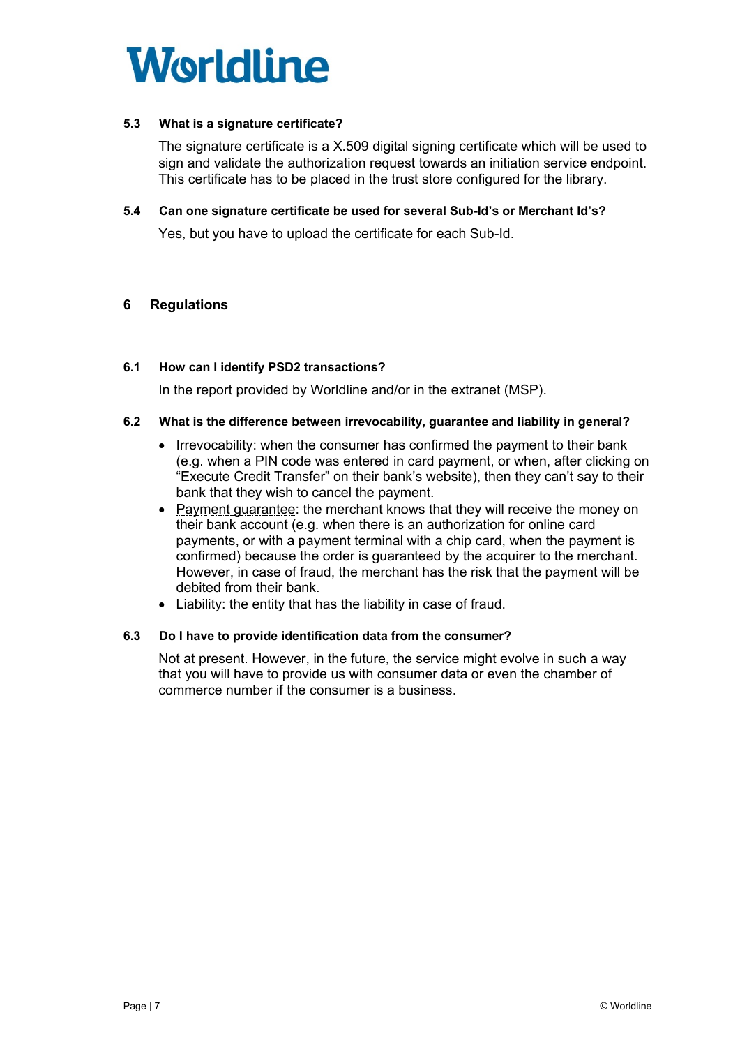### 5.3 What is a signature certificate?

The signature certificate is a X.509 digital signing certificate which will be used to sign and validate the authorization request towards an initiation service endpoint. This certificate has to be placed in the trust store configured for the library.

### 5.4 Can one signature certificate be used for several Sub-Id's or Merchant Id's?

Yes, but you have to upload the certificate for each Sub-Id.

## 6 Regulations

### 6.1 How can I identify PSD2 transactions?

In the report provided by Worldline and/or in the extranet (MSP).

### 6.2 What is the difference between irrevocability, guarantee and liability in general?

- Irrevocability: when the consumer has confirmed the payment to their bank (e.g. when a PIN code was entered in card payment, or when, after clicking on "Execute Credit Transfer" on their bank's website), then they can't say to their bank that they wish to cancel the payment.
- Payment guarantee: the merchant knows that they will receive the money on their bank account (e.g. when there is an authorization for online card payments, or with a payment terminal with a chip card, when the payment is confirmed) because the order is guaranteed by the acquirer to the merchant. However, in case of fraud, the merchant has the risk that the payment will be debited from their bank.
- Liability: the entity that has the liability in case of fraud.

### 6.3 Do I have to provide identification data from the consumer?

Not at present. However, in the future, the service might evolve in such a way that you will have to provide us with consumer data or even the chamber of commerce number if the consumer is a business.